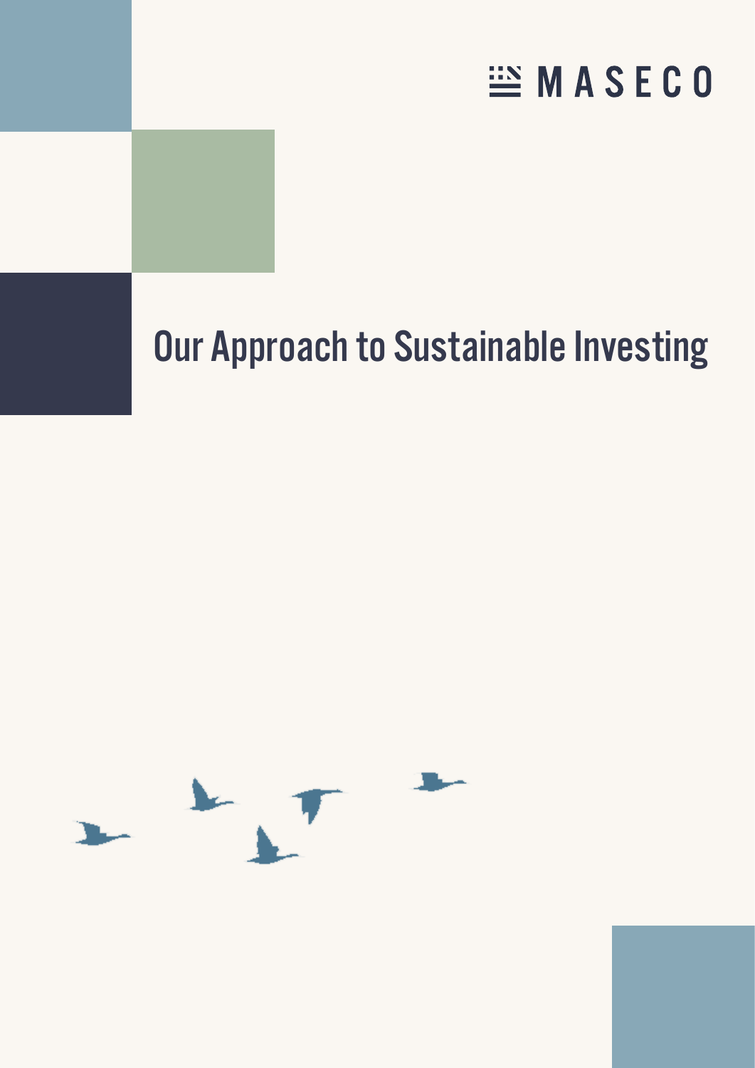MASECO

# Our Approach to Sustainable Investing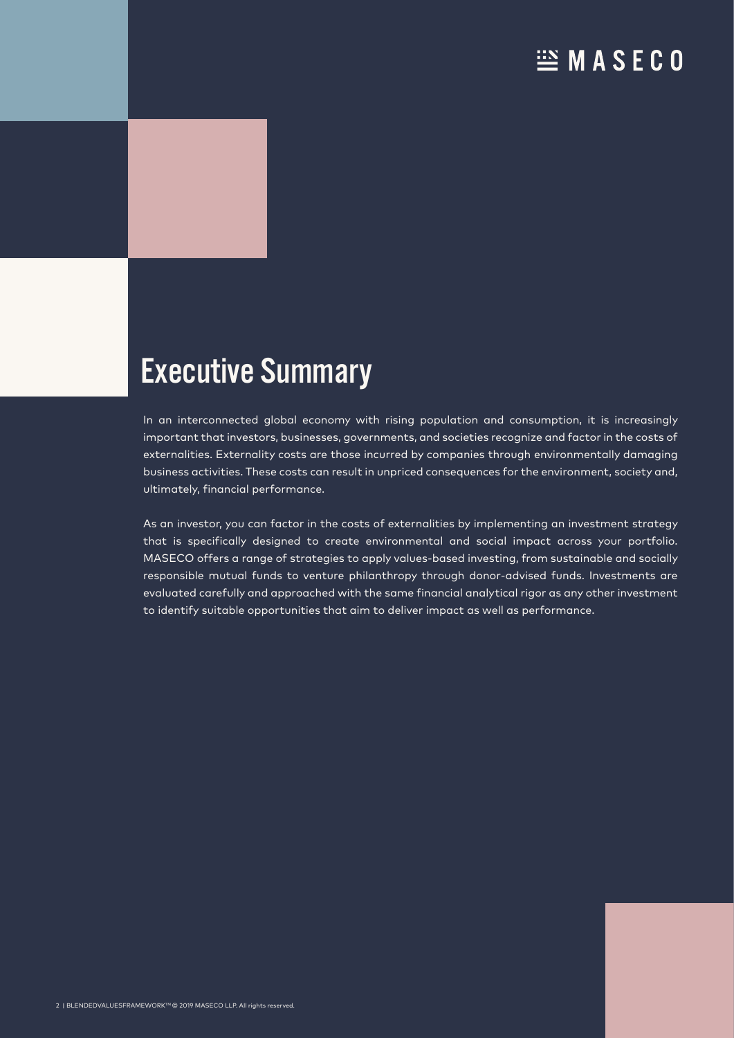# Executive Summary

In an interconnected global economy with rising population and consumption, it is increasingly important that investors, businesses, governments, and societies recognize and factor in the costs of externalities. Externality costs are those incurred by companies through environmentally damaging business activities. These costs can result in unpriced consequences for the environment, society and, ultimately, financial performance.

As an investor, you can factor in the costs of externalities by implementing an investment strategy that is specifically designed to create environmental and social impact across your portfolio. MASECO offers a range of strategies to apply values-based investing, from sustainable and socially responsible mutual funds to venture philanthropy through donor-advised funds. Investments are evaluated carefully and approached with the same financial analytical rigor as any other investment to identify suitable opportunities that aim to deliver impact as well as performance.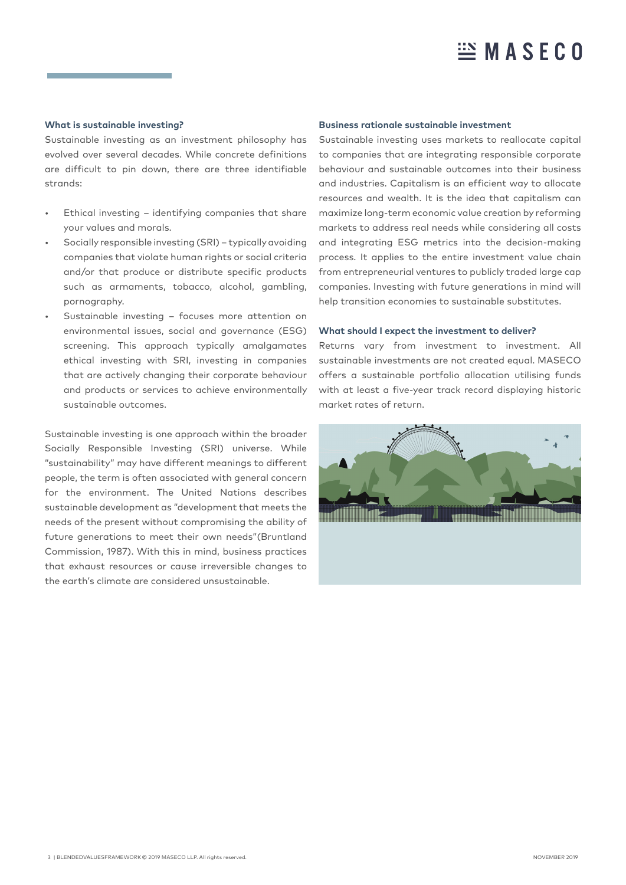### What is sustainable investing?

Sustainable investing as an investment philosophy has evolved over several decades. While concrete definitions are difficult to pin down, there are three identifiable strands:

- Ethical investing – identifying companies that share your values and morals.
- Socially responsible investing (SRI) – typically avoiding companies that violate human rights or social criteria and/or that produce or distribute specific products such as armaments, tobacco, alcohol, gambling, pornography.
- Sustainable investing – focuses more attention on environmental issues, social and governance (ESG) screening. This approach typically amalgamates ethical investing with SRI, investing in companies that are actively changing their corporate behaviour and products or services to achieve environmentally sustainable outcomes.

Sustainable investing is one approach within the broader Socially Responsible Investing (SRI) universe. While "sustainability" may have different meanings to different people, the term is often associated with general concern for the environment. The United Nations describes sustainable development as "development that meets the needs of the present without compromising the ability of future generations to meet their own needs"(Bruntland Commission, 1987). With this in mind, business practices that exhaust resources or cause irreversible changes to the earth's climate are considered unsustainable.

### Business rationale sustainable investment

Sustainable investing uses markets to reallocate capital to companies that are integrating responsible corporate behaviour and sustainable outcomes into their business and industries. Capitalism is an efficient way to allocate resources and wealth. It is the idea that capitalism can maximize long-term economic value creation by reforming markets to address real needs while considering all costs and integrating ESG metrics into the decision-making process. It applies to the entire investment value chain from entrepreneurial ventures to publicly traded large cap companies. Investing with future generations in mind will help transition economies to sustainable substitutes.

### What should I expect the investment to deliver?

Returns vary from investment to investment. All sustainable investments are not created equal. MASECO offers a sustainable portfolio allocation utilising funds with at least a five-year track record displaying historic market rates of return.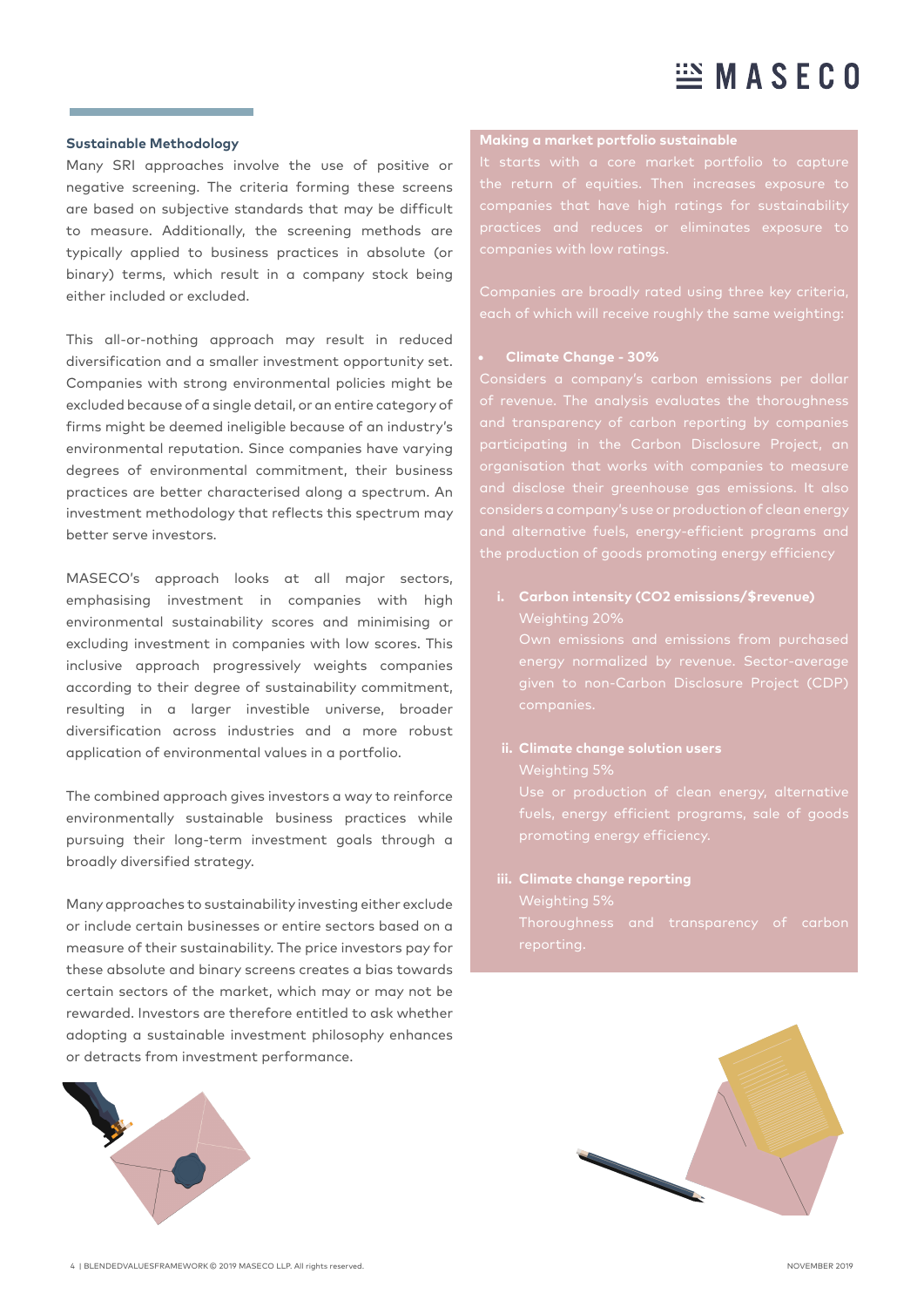### Sustainable Methodology

Many SRI approaches involve the use of positive or negative screening. The criteria forming these screens are based on subjective standards that may be difficult to measure. Additionally, the screening methods are typically applied to business practices in absolute (or binary) terms, which result in a company stock being either included or excluded.

This all-or-nothing approach may result in reduced diversification and a smaller investment opportunity set. Companies with strong environmental policies might be excluded because of a single detail, or an entire category of firms might be deemed ineligible because of an industry's environmental reputation. Since companies have varying degrees of environmental commitment, their business practices are better characterised along a spectrum. An investment methodology that reflects this spectrum may better serve investors.

MASECO's approach looks at all major sectors, emphasising investment in companies with high environmental sustainability scores and minimising or excluding investment in companies with low scores. This inclusive approach progressively weights companies according to their degree of sustainability commitment, resulting in a larger investible universe, broader diversification across industries and a more robust application of environmental values in a portfolio.

The combined approach gives investors a way to reinforce environmentally sustainable business practices while pursuing their long-term investment goals through a broadly diversified strategy.

Many approaches to sustainability investing either exclude or include certain businesses or entire sectors based on a measure of their sustainability. The price investors pay for these absolute and binary screens creates a bias towards certain sectors of the market, which may or may not be rewarded. Investors are therefore entitled to ask whether adopting a sustainable investment philosophy enhances or detracts from investment performance.

### Making a market portfolio sustainable

It starts with a core market portfolio to capture the return of equities. Then increases exposure to companies that have high ratings for sustainability practices and reduces or eliminates exposure to companies with low ratings.

Companies are broadly rated using three key criteria, each of which will receive roughly the same weighting:

- **Climate Change - 30%**

Considers a company's carbon emissions per dollar of revenue. The analysis evaluates the thoroughness and transparency of carbon reporting by companies participating in the Carbon Disclosure Project, an organisation that works with companies to measure and disclose their greenhouse gas emissions. It also considers a company's use or production of clean energy and alternative fuels, energy-efficient programs and the production of goods promoting energy efficiency

i. **Carbon intensity ($CO_2$ emissions/$revenue)**
   Weighting 20%
   Own emissions and emissions from purchased energy normalized by revenue. Sector-average given to non-Carbon Disclosure Project (CDP) companies.

ii. **Climate change solution users**
   Weighting 5%
   Use or production of clean energy, alternative fuels, energy efficient programs, sale of goods promoting energy efficiency.

iii. **Climate change reporting**
   Weighting 5%
   Thoroughness and transparency of carbon reporting.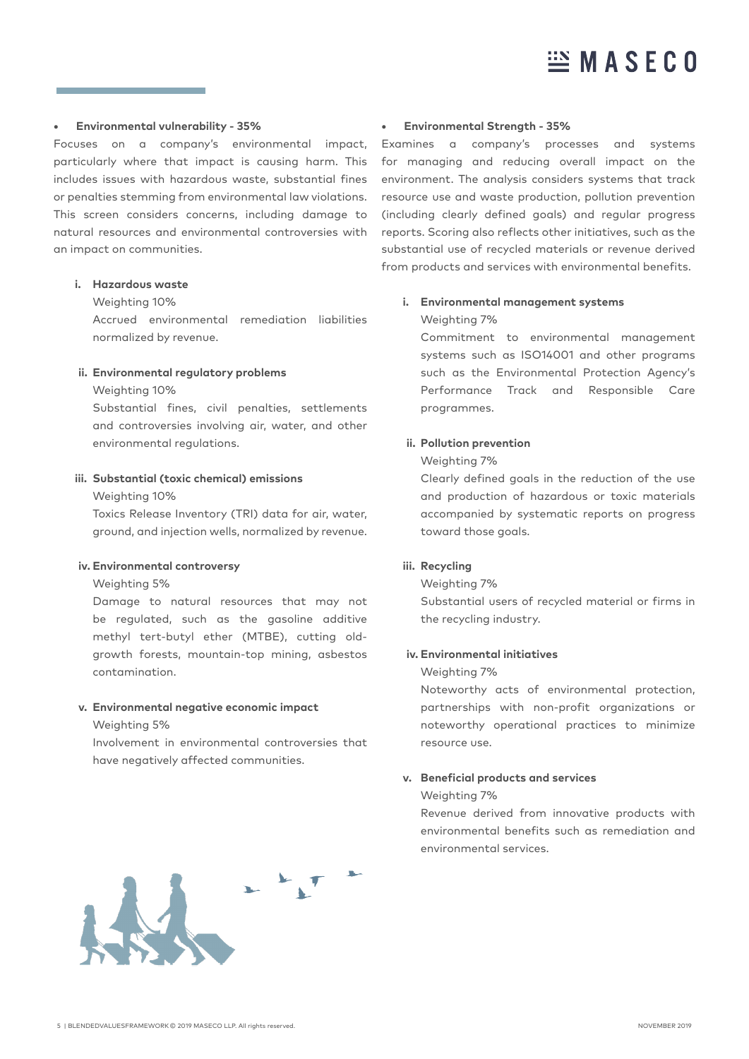- **Environmental vulnerability - 35%**

Focuses on a company's environmental impact, particularly where that impact is causing harm. This includes issues with hazardous waste, substantial fines or penalties stemming from environmental law violations. This screen considers concerns, including damage to natural resources and environmental controversies with an impact on communities.

i. **Hazardous waste**
   Weighting 10%
   Accrued environmental remediation liabilities normalized by revenue.

ii. **Environmental regulatory problems**
   Weighting 10%
   Substantial fines, civil penalties, settlements and controversies involving air, water, and other environmental regulations.

iii. **Substantial (toxic chemical) emissions**
   Weighting 10%
   Toxics Release Inventory (TRI) data for air, water, ground, and injection wells, normalized by revenue.

iv. **Environmental controversy**
   Weighting 5%
   Damage to natural resources that may not be regulated, such as the gasoline additive methyl tert-butyl ether (MTBE), cutting old-growth forests, mountain-top mining, asbestos contamination.

v. **Environmental negative economic impact**
   Weighting 5%
   Involvement in environmental controversies that have negatively affected communities.

- **Environmental Strength - 35%**

Examines a company's processes and systems for managing and reducing overall impact on the environment. The analysis considers systems that track resource use and waste production, pollution prevention (including clearly defined goals) and regular progress reports. Scoring also reflects other initiatives, such as the substantial use of recycled materials or revenue derived from products and services with environmental benefits.

i. **Environmental management systems**
   Weighting 7%
   Commitment to environmental management systems such as ISO14001 and other programs such as the Environmental Protection Agency's Performance Track and Responsible Care programmes.

ii. **Pollution prevention**
   Weighting 7%
   Clearly defined goals in the reduction of the use and production of hazardous or toxic materials accompanied by systematic reports on progress toward those goals.

iii. **Recycling**
   Weighting 7%
   Substantial users of recycled material or firms in the recycling industry.

iv. **Environmental initiatives**
   Weighting 7%
   Noteworthy acts of environmental protection, partnerships with non-profit organizations or noteworthy operational practices to minimize resource use.

v. **Beneficial products and services**
   Weighting 7%
   Revenue derived from innovative products with environmental benefits such as remediation and environmental services.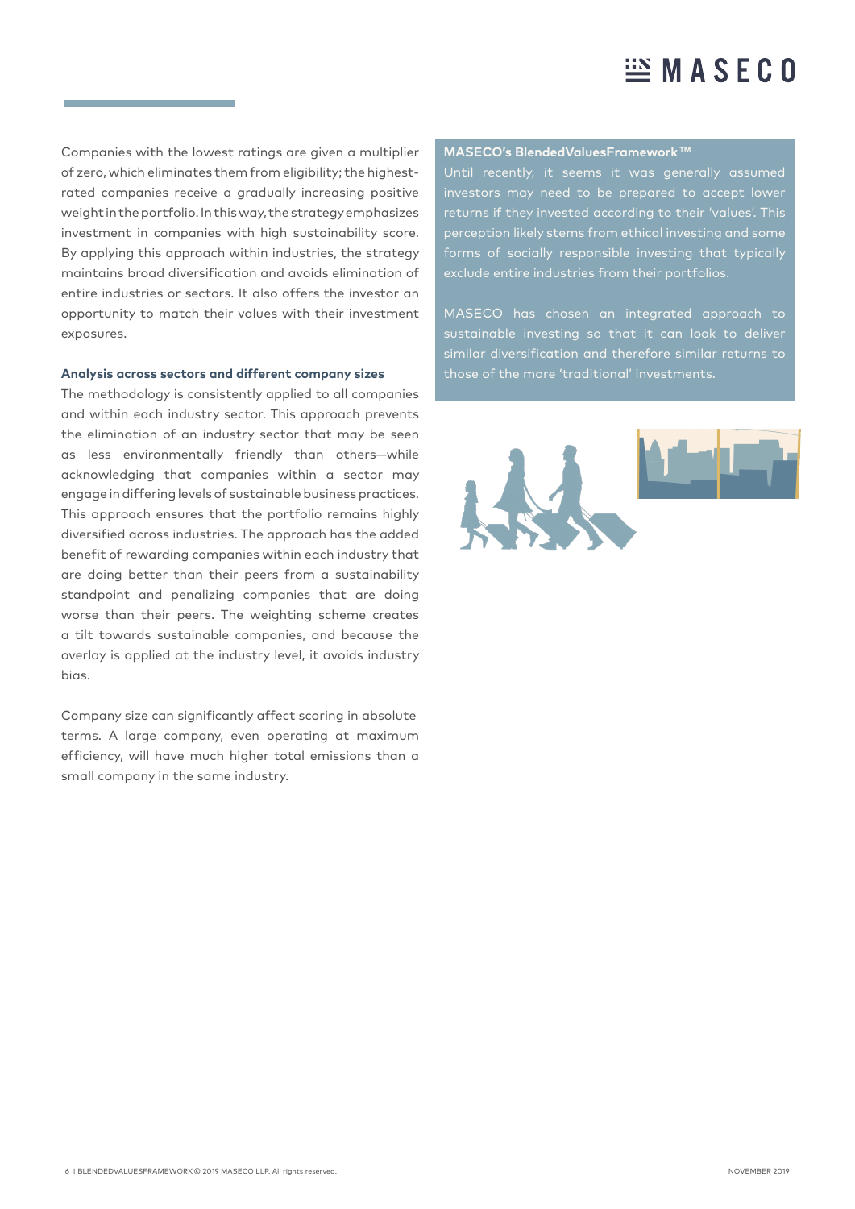Companies with the lowest ratings are given a multiplier of zero, which eliminates them from eligibility; the highest-rated companies receive a gradually increasing positive weight in the portfolio. In this way, the strategy emphasizes investment in companies with high sustainability score. By applying this approach within industries, the strategy maintains broad diversification and avoids elimination of entire industries or sectors. It also offers the investor an opportunity to match their values with their investment exposures.

### Analysis across sectors and different company sizes

The methodology is consistently applied to all companies and within each industry sector. This approach prevents the elimination of an industry sector that may be seen as less environmentally friendly than others—while acknowledging that companies within a sector may engage in differing levels of sustainable business practices. This approach ensures that the portfolio remains highly diversified across industries. The approach has the added benefit of rewarding companies within each industry that are doing better than their peers from a sustainability standpoint and penalizing companies that are doing worse than their peers. The weighting scheme creates a tilt towards sustainable companies, and because the overlay is applied at the industry level, it avoids industry bias.

Company size can significantly affect scoring in absolute terms. A large company, even operating at maximum efficiency, will have much higher total emissions than a small company in the same industry.

### MASECO's BlendedValuesFramework™

Until recently, it seems it was generally assumed investors may need to be prepared to accept lower returns if they invested according to their 'values'. This perception likely stems from ethical investing and some forms of socially responsible investing that typically exclude entire industries from their portfolios.

MASECO has chosen an integrated approach to sustainable investing so that it can look to deliver similar diversification and therefore similar returns to those of the more 'traditional' investments.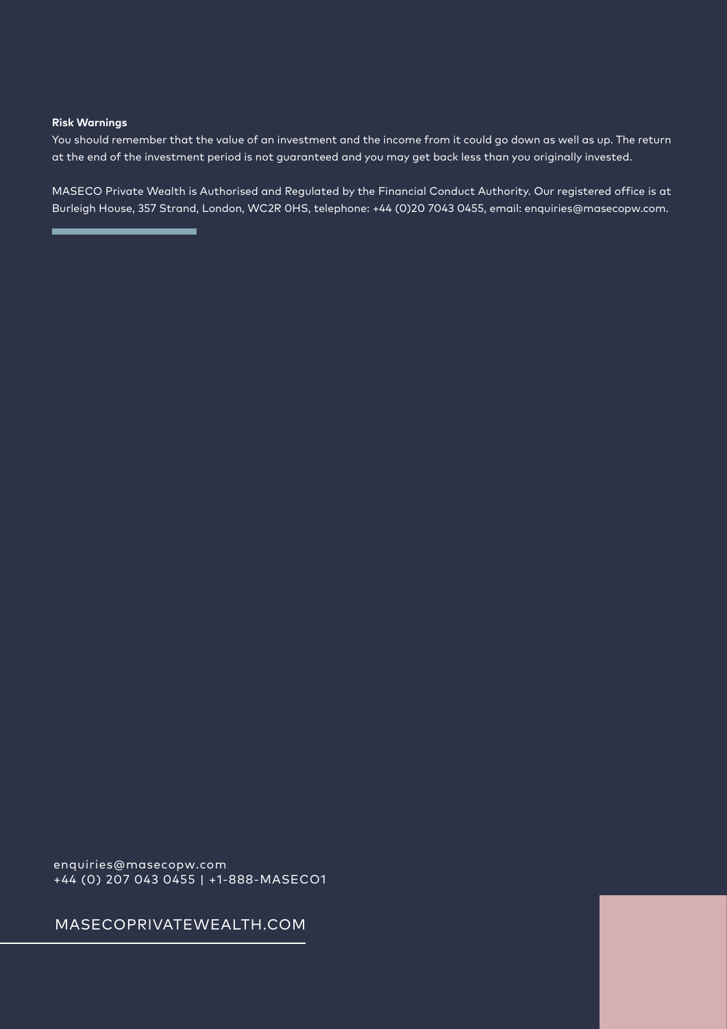**Risk Warnings**

You should remember that the value of an investment and the income from it could go down as well as up. The return at the end of the investment period is not guaranteed and you may get back less than you originally invested.

MASECO Private Wealth is Authorised and Regulated by the Financial Conduct Authority. Our registered office is at Burleigh House, 357 Strand, London, WC2R 0HS, telephone: +44 (0)20 7043 0455, email: enquiries@masecopw.com.

enquiries@masecopw.com
+44 (0) 207 043 0455 | +1-888-MASECO1

MASECOPRIVATEWEALTH.COM